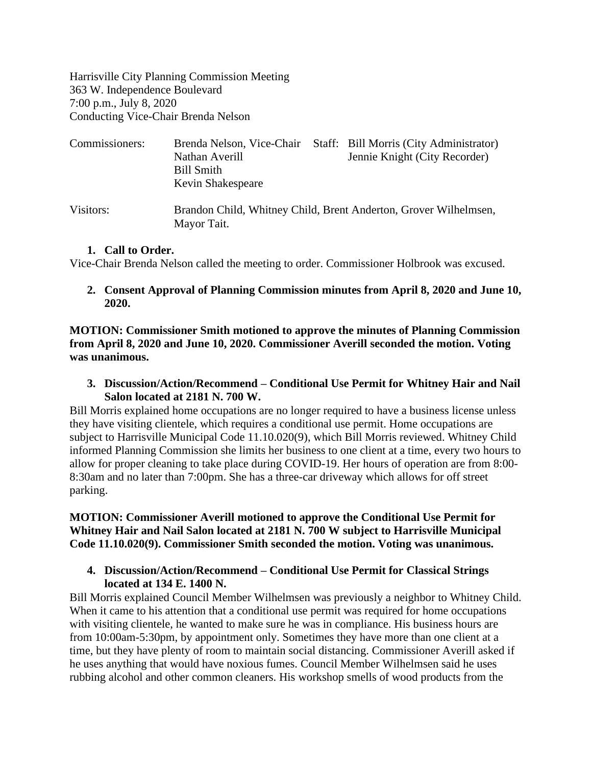Harrisville City Planning Commission Meeting
363 W. Independence Boulevard
7:00 p.m., July 8, 2020
Conducting Vice-Chair Brenda Nelson

| Commissioners: | Brenda Nelson, Vice-Chair | Staff: | Bill Morris (City Administrator) |
|---|---|---|---|
| | Nathan Averill | | Jennie Knight (City Recorder) |
| | Bill Smith | | |
| | Kevin Shakespeare | | |

Visitors: Brandon Child, Whitney Child, Brent Anderton, Grover Wilhelmsen, Mayor Tait.

1. **Call to Order.**

Vice-Chair Brenda Nelson called the meeting to order. Commissioner Holbrook was excused.

2. **Consent Approval of Planning Commission minutes from April 8, 2020 and June 10, 2020.**

**MOTION: Commissioner Smith motioned to approve the minutes of Planning Commission from April 8, 2020 and June 10, 2020. Commissioner Averill seconded the motion. Voting was unanimous.**

3. **Discussion/Action/Recommend – Conditional Use Permit for Whitney Hair and Nail Salon located at 2181 N. 700 W.**

Bill Morris explained home occupations are no longer required to have a business license unless they have visiting clientele, which requires a conditional use permit. Home occupations are subject to Harrisville Municipal Code 11.10.020(9), which Bill Morris reviewed. Whitney Child informed Planning Commission she limits her business to one client at a time, every two hours to allow for proper cleaning to take place during COVID-19. Her hours of operation are from 8:00-8:30am and no later than 7:00pm. She has a three-car driveway which allows for off street parking.

**MOTION: Commissioner Averill motioned to approve the Conditional Use Permit for Whitney Hair and Nail Salon located at 2181 N. 700 W subject to Harrisville Municipal Code 11.10.020(9). Commissioner Smith seconded the motion. Voting was unanimous.**

4. **Discussion/Action/Recommend – Conditional Use Permit for Classical Strings located at 134 E. 1400 N.**

Bill Morris explained Council Member Wilhelmsen was previously a neighbor to Whitney Child. When it came to his attention that a conditional use permit was required for home occupations with visiting clientele, he wanted to make sure he was in compliance. His business hours are from 10:00am-5:30pm, by appointment only. Sometimes they have more than one client at a time, but they have plenty of room to maintain social distancing. Commissioner Averill asked if he uses anything that would have noxious fumes. Council Member Wilhelmsen said he uses rubbing alcohol and other common cleaners. His workshop smells of wood products from the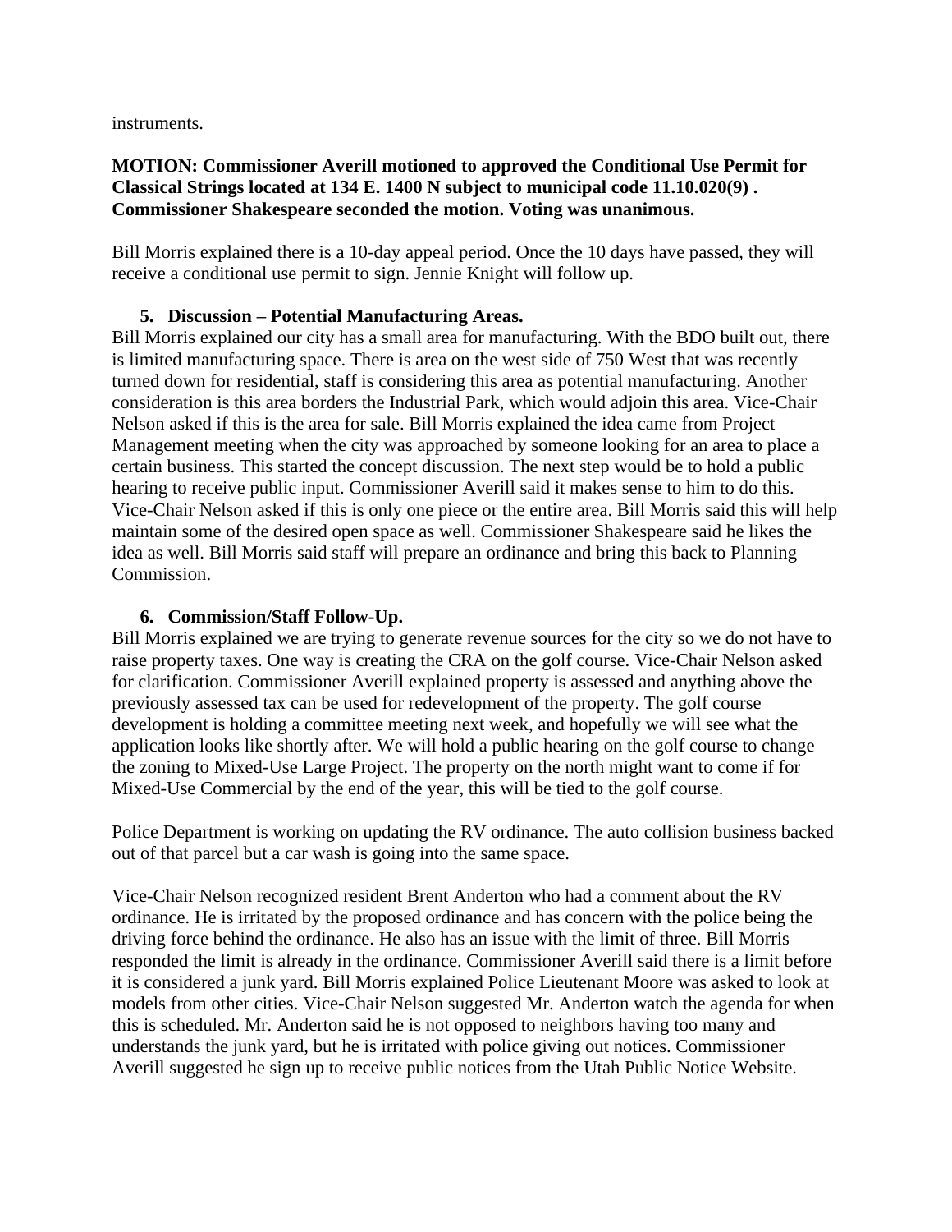instruments.

**MOTION: Commissioner Averill motioned to approved the Conditional Use Permit for Classical Strings located at 134 E. 1400 N subject to municipal code 11.10.020(9) . Commissioner Shakespeare seconded the motion. Voting was unanimous.**

Bill Morris explained there is a 10-day appeal period. Once the 10 days have passed, they will receive a conditional use permit to sign. Jennie Knight will follow up.

5. **Discussion – Potential Manufacturing Areas.**

Bill Morris explained our city has a small area for manufacturing. With the BDO built out, there is limited manufacturing space. There is area on the west side of 750 West that was recently turned down for residential, staff is considering this area as potential manufacturing. Another consideration is this area borders the Industrial Park, which would adjoin this area. Vice-Chair Nelson asked if this is the area for sale. Bill Morris explained the idea came from Project Management meeting when the city was approached by someone looking for an area to place a certain business. This started the concept discussion. The next step would be to hold a public hearing to receive public input. Commissioner Averill said it makes sense to him to do this. Vice-Chair Nelson asked if this is only one piece or the entire area. Bill Morris said this will help maintain some of the desired open space as well. Commissioner Shakespeare said he likes the idea as well. Bill Morris said staff will prepare an ordinance and bring this back to Planning Commission.

6. **Commission/Staff Follow-Up.**

Bill Morris explained we are trying to generate revenue sources for the city so we do not have to raise property taxes. One way is creating the CRA on the golf course. Vice-Chair Nelson asked for clarification. Commissioner Averill explained property is assessed and anything above the previously assessed tax can be used for redevelopment of the property. The golf course development is holding a committee meeting next week, and hopefully we will see what the application looks like shortly after. We will hold a public hearing on the golf course to change the zoning to Mixed-Use Large Project. The property on the north might want to come if for Mixed-Use Commercial by the end of the year, this will be tied to the golf course.

Police Department is working on updating the RV ordinance. The auto collision business backed out of that parcel but a car wash is going into the same space.

Vice-Chair Nelson recognized resident Brent Anderton who had a comment about the RV ordinance. He is irritated by the proposed ordinance and has concern with the police being the driving force behind the ordinance. He also has an issue with the limit of three. Bill Morris responded the limit is already in the ordinance. Commissioner Averill said there is a limit before it is considered a junk yard. Bill Morris explained Police Lieutenant Moore was asked to look at models from other cities. Vice-Chair Nelson suggested Mr. Anderton watch the agenda for when this is scheduled. Mr. Anderton said he is not opposed to neighbors having too many and understands the junk yard, but he is irritated with police giving out notices. Commissioner Averill suggested he sign up to receive public notices from the Utah Public Notice Website.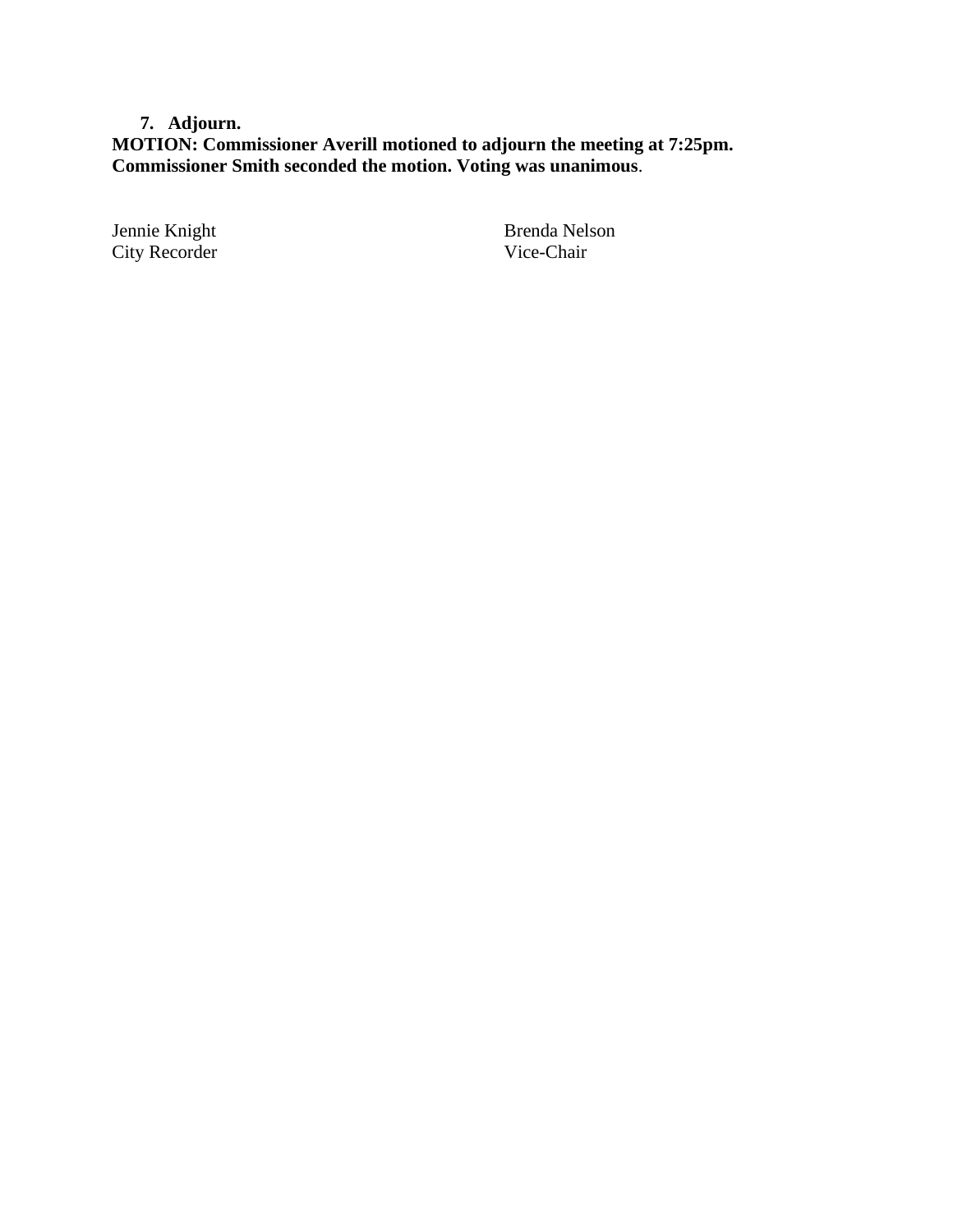7. **Adjourn.**

**MOTION: Commissioner Averill motioned to adjourn the meeting at 7:25pm. Commissioner Smith seconded the motion. Voting was unanimous**.

Jennie Knight
City Recorder

Brenda Nelson
Vice-Chair